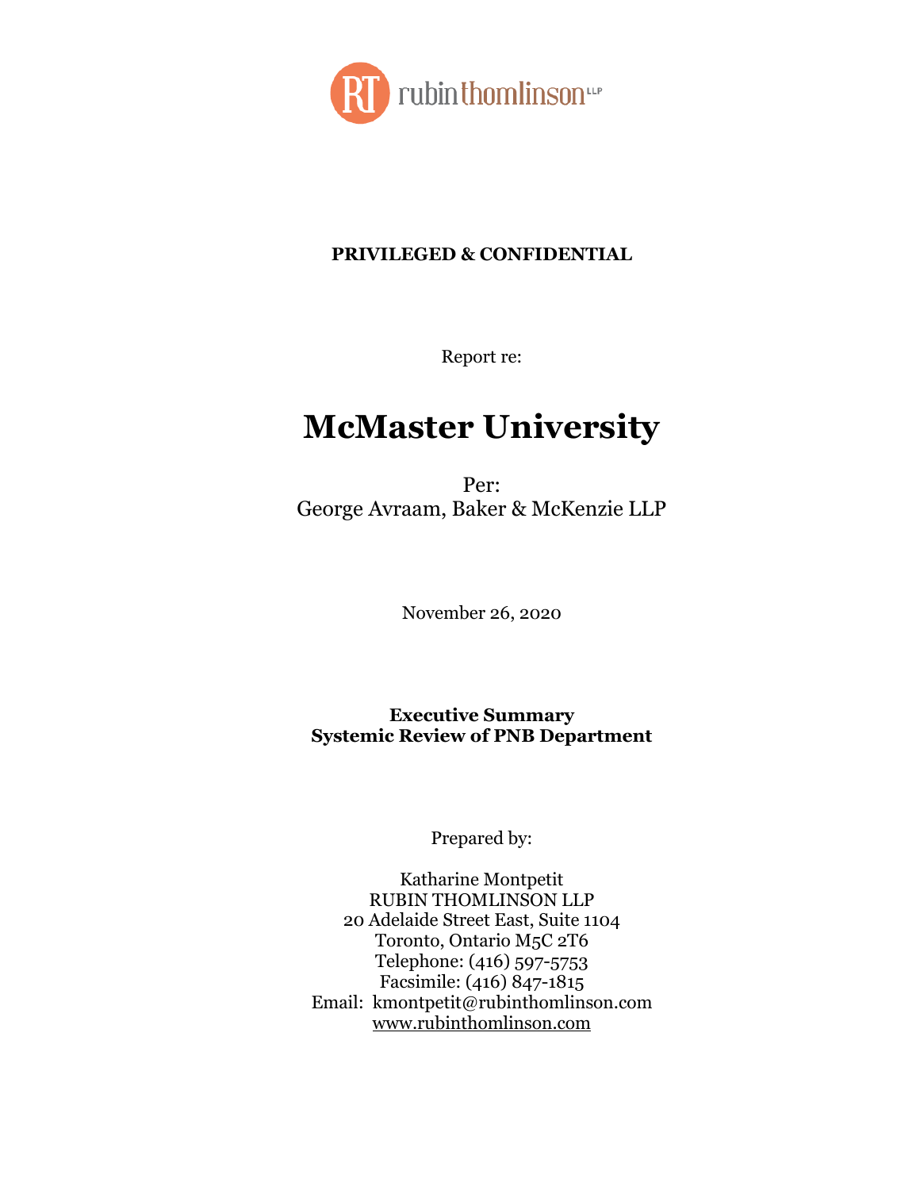RT rubinthomlinson LLP

**PRIVILEGED & CONFIDENTIAL**

Report re:

# McMaster University

Per:
George Avraam, Baker & McKenzie LLP

November 26, 2020

**Executive Summary**
**Systemic Review of PNB Department**

Prepared by:

Katharine Montpetit
RUBIN THOMLINSON LLP
20 Adelaide Street East, Suite 1104
Toronto, Ontario M5C 2T6
Telephone: (416) 597-5753
Facsimile: (416) 847-1815
Email: kmontpetit@rubinthomlinson.com
www.rubinthomlinson.com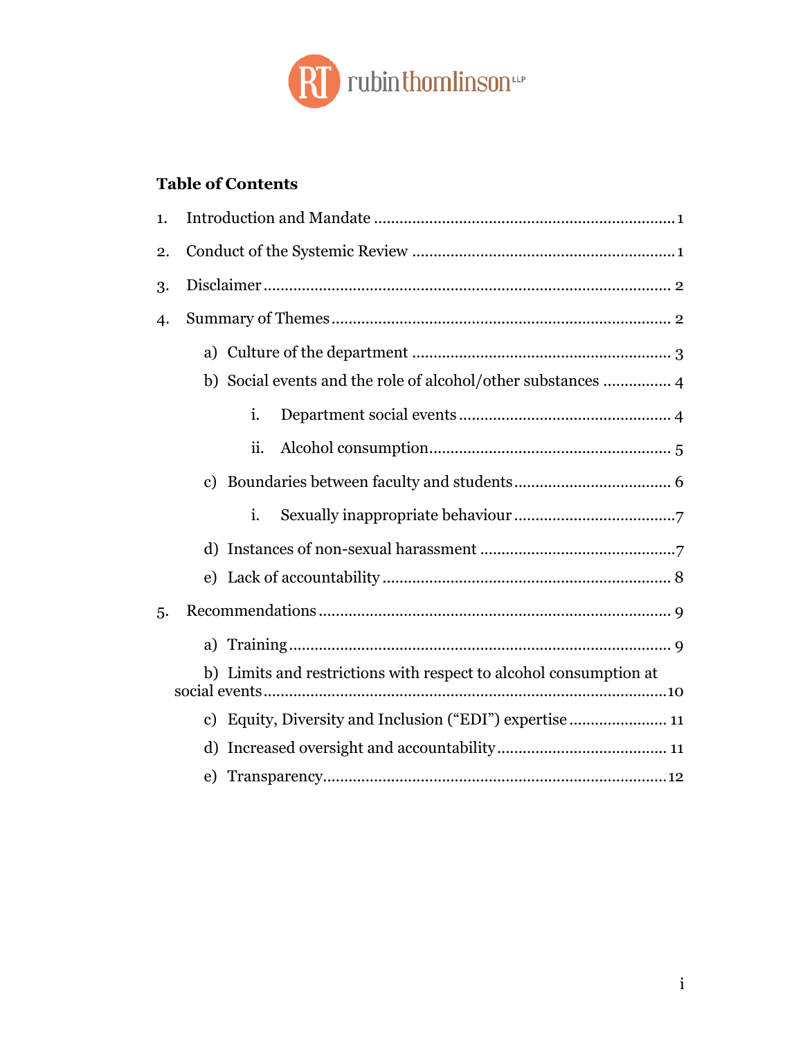## Table of Contents

1. Introduction and Mandate ........................................................................ 1
2. Conduct of the Systemic Review ................................................................ 1
3. Disclaimer ................................................................................................ 2
4. Summary of Themes ................................................................................. 2
    a) Culture of the department ................................................................... 3
    b) Social events and the role of alcohol/other substances ............... 4
        i. Department social events ............................................................ 4
        ii. Alcohol consumption ................................................................... 5
    c) Boundaries between faculty and students ........................................ 6
        i. Sexually inappropriate behaviour ................................................ 7
    d) Instances of non-sexual harassment ................................................. 7
    e) Lack of accountability ........................................................................ 8
5. Recommendations ..................................................................................... 9
    a) Training ................................................................................................ 9
    b) Limits and restrictions with respect to alcohol consumption at social events ........................................................................................ 10
    c) Equity, Diversity and Inclusion ("EDI") expertise ........................ 11
    d) Increased oversight and accountability ........................................ 11
    e) Transparency ..................................................................................... 12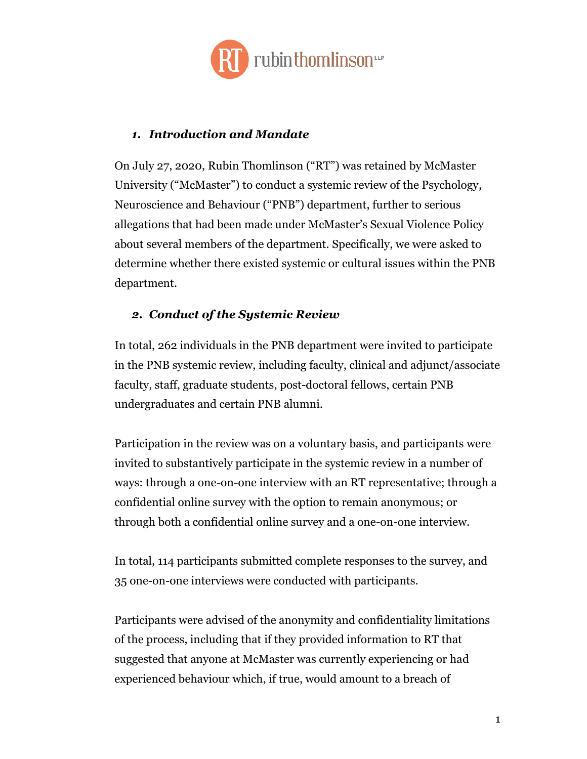## *1. Introduction and Mandate*

On July 27, 2020, Rubin Thomlinson ("RT") was retained by McMaster University ("McMaster") to conduct a systemic review of the Psychology, Neuroscience and Behaviour ("PNB") department, further to serious allegations that had been made under McMaster's Sexual Violence Policy about several members of the department. Specifically, we were asked to determine whether there existed systemic or cultural issues within the PNB department.

## *2. Conduct of the Systemic Review*

In total, 262 individuals in the PNB department were invited to participate in the PNB systemic review, including faculty, clinical and adjunct/associate faculty, staff, graduate students, post-doctoral fellows, certain PNB undergraduates and certain PNB alumni.

Participation in the review was on a voluntary basis, and participants were invited to substantively participate in the systemic review in a number of ways: through a one-on-one interview with an RT representative; through a confidential online survey with the option to remain anonymous; or through both a confidential online survey and a one-on-one interview.

In total, 114 participants submitted complete responses to the survey, and 35 one-on-one interviews were conducted with participants.

Participants were advised of the anonymity and confidentiality limitations of the process, including that if they provided information to RT that suggested that anyone at McMaster was currently experiencing or had experienced behaviour which, if true, would amount to a breach of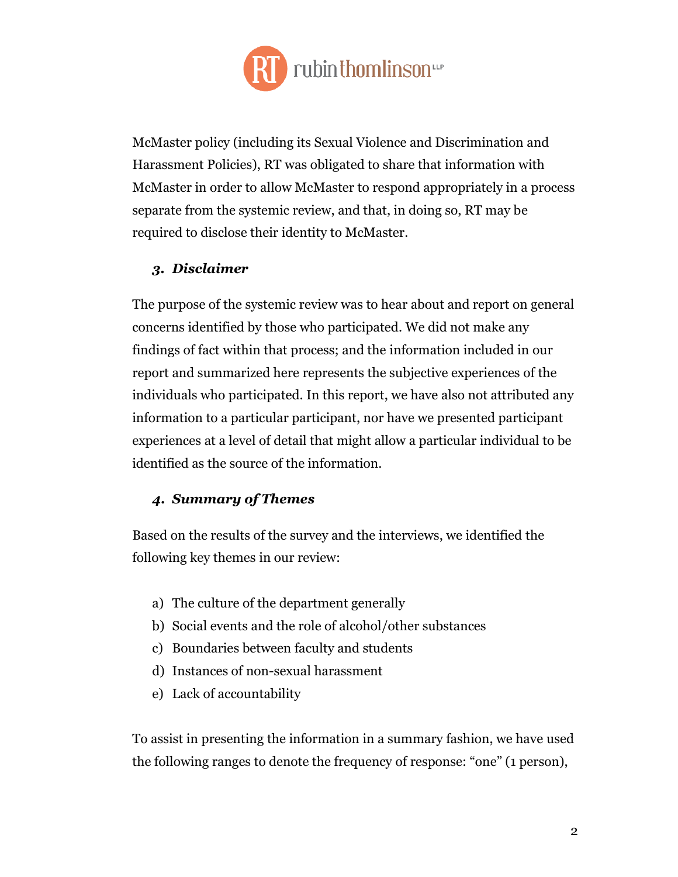McMaster policy (including its Sexual Violence and Discrimination and Harassment Policies), RT was obligated to share that information with McMaster in order to allow McMaster to respond appropriately in a process separate from the systemic review, and that, in doing so, RT may be required to disclose their identity to McMaster.

### 3. *Disclaimer*

The purpose of the systemic review was to hear about and report on general concerns identified by those who participated. We did not make any findings of fact within that process; and the information included in our report and summarized here represents the subjective experiences of the individuals who participated. In this report, we have also not attributed any information to a particular participant, nor have we presented participant experiences at a level of detail that might allow a particular individual to be identified as the source of the information.

### 4. *Summary of Themes*

Based on the results of the survey and the interviews, we identified the following key themes in our review:

a) The culture of the department generally
b) Social events and the role of alcohol/other substances
c) Boundaries between faculty and students
d) Instances of non-sexual harassment
e) Lack of accountability

To assist in presenting the information in a summary fashion, we have used the following ranges to denote the frequency of response: "one" (1 person),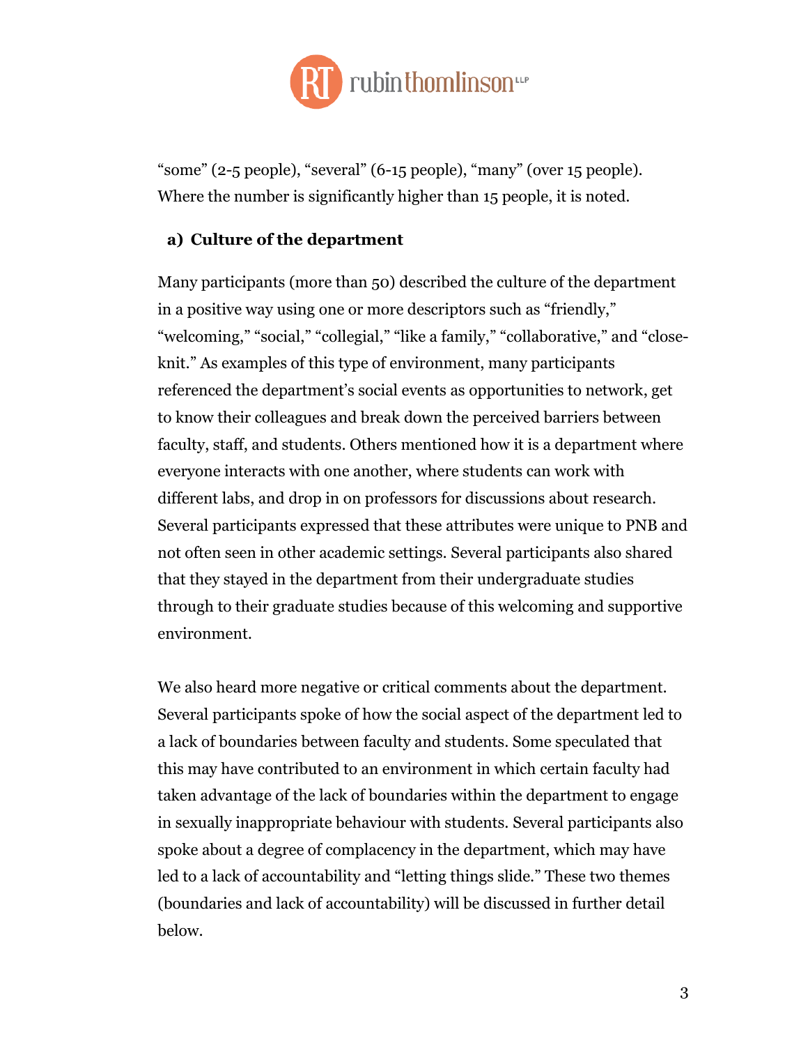"some" (2-5 people), "several" (6-15 people), "many" (over 15 people). Where the number is significantly higher than 15 people, it is noted.

### a) Culture of the department

Many participants (more than 50) described the culture of the department in a positive way using one or more descriptors such as "friendly," "welcoming," "social," "collegial," "like a family," "collaborative," and "close-knit." As examples of this type of environment, many participants referenced the department's social events as opportunities to network, get to know their colleagues and break down the perceived barriers between faculty, staff, and students. Others mentioned how it is a department where everyone interacts with one another, where students can work with different labs, and drop in on professors for discussions about research. Several participants expressed that these attributes were unique to PNB and not often seen in other academic settings. Several participants also shared that they stayed in the department from their undergraduate studies through to their graduate studies because of this welcoming and supportive environment.

We also heard more negative or critical comments about the department. Several participants spoke of how the social aspect of the department led to a lack of boundaries between faculty and students. Some speculated that this may have contributed to an environment in which certain faculty had taken advantage of the lack of boundaries within the department to engage in sexually inappropriate behaviour with students. Several participants also spoke about a degree of complacency in the department, which may have led to a lack of accountability and "letting things slide." These two themes (boundaries and lack of accountability) will be discussed in further detail below.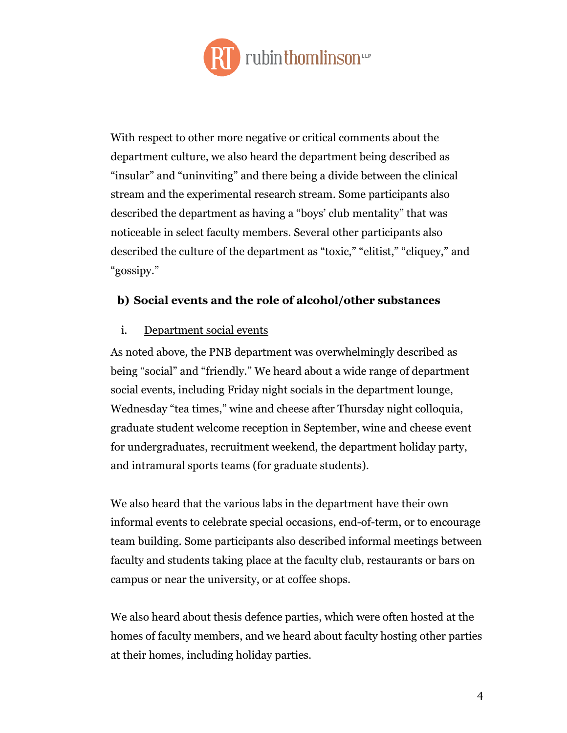With respect to other more negative or critical comments about the department culture, we also heard the department being described as "insular" and "uninviting" and there being a divide between the clinical stream and the experimental research stream. Some participants also described the department as having a "boys' club mentality" that was noticeable in select faculty members. Several other participants also described the culture of the department as "toxic," "elitist," "cliquey," and "gossipy."

**b) Social events and the role of alcohol/other substances**

i. Department social events

As noted above, the PNB department was overwhelmingly described as being "social" and "friendly." We heard about a wide range of department social events, including Friday night socials in the department lounge, Wednesday "tea times," wine and cheese after Thursday night colloquia, graduate student welcome reception in September, wine and cheese event for undergraduates, recruitment weekend, the department holiday party, and intramural sports teams (for graduate students).

We also heard that the various labs in the department have their own informal events to celebrate special occasions, end-of-term, or to encourage team building. Some participants also described informal meetings between faculty and students taking place at the faculty club, restaurants or bars on campus or near the university, or at coffee shops.

We also heard about thesis defence parties, which were often hosted at the homes of faculty members, and we heard about faculty hosting other parties at their homes, including holiday parties.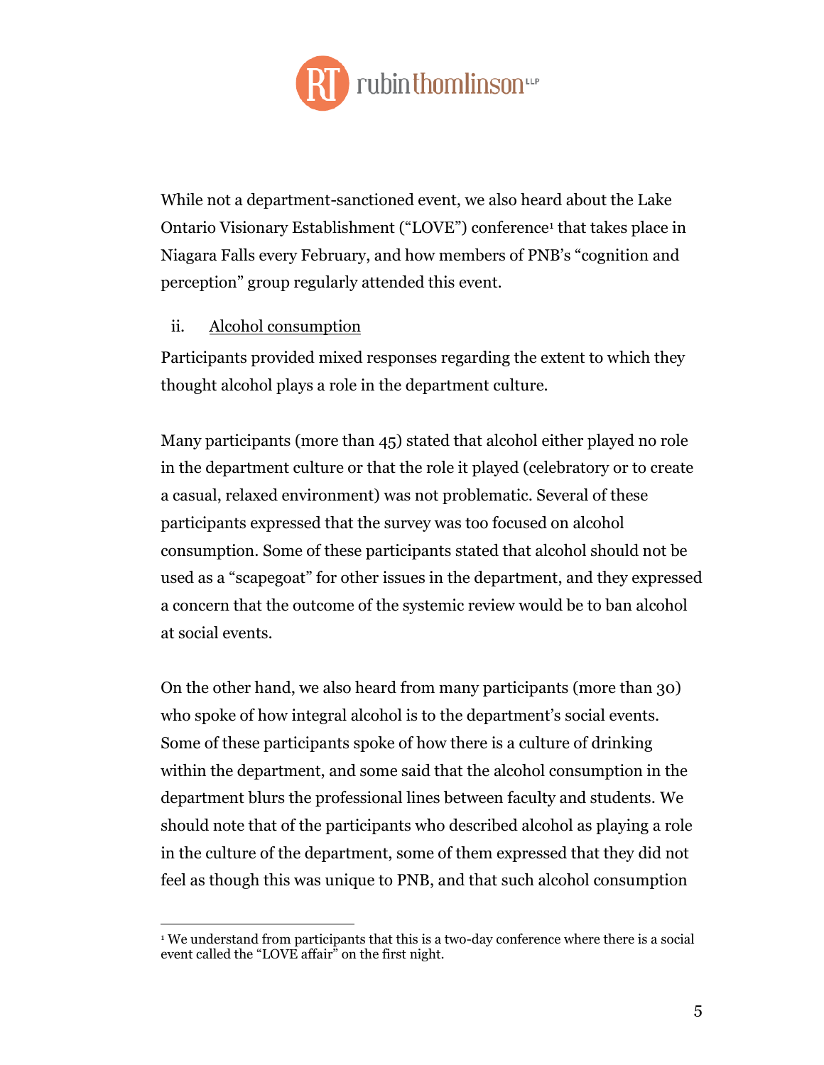While not a department-sanctioned event, we also heard about the Lake Ontario Visionary Establishment ("LOVE") conference[1] that takes place in Niagara Falls every February, and how members of PNB's "cognition and perception" group regularly attended this event.

ii. <u>Alcohol consumption</u>

Participants provided mixed responses regarding the extent to which they thought alcohol plays a role in the department culture.

Many participants (more than 45) stated that alcohol either played no role in the department culture or that the role it played (celebratory or to create a casual, relaxed environment) was not problematic. Several of these participants expressed that the survey was too focused on alcohol consumption. Some of these participants stated that alcohol should not be used as a "scapegoat" for other issues in the department, and they expressed a concern that the outcome of the systemic review would be to ban alcohol at social events.

On the other hand, we also heard from many participants (more than 30) who spoke of how integral alcohol is to the department's social events. Some of these participants spoke of how there is a culture of drinking within the department, and some said that the alcohol consumption in the department blurs the professional lines between faculty and students. We should note that of the participants who described alcohol as playing a role in the culture of the department, some of them expressed that they did not feel as though this was unique to PNB, and that such alcohol consumption

---

[1] We understand from participants that this is a two-day conference where there is a social event called the "LOVE affair" on the first night.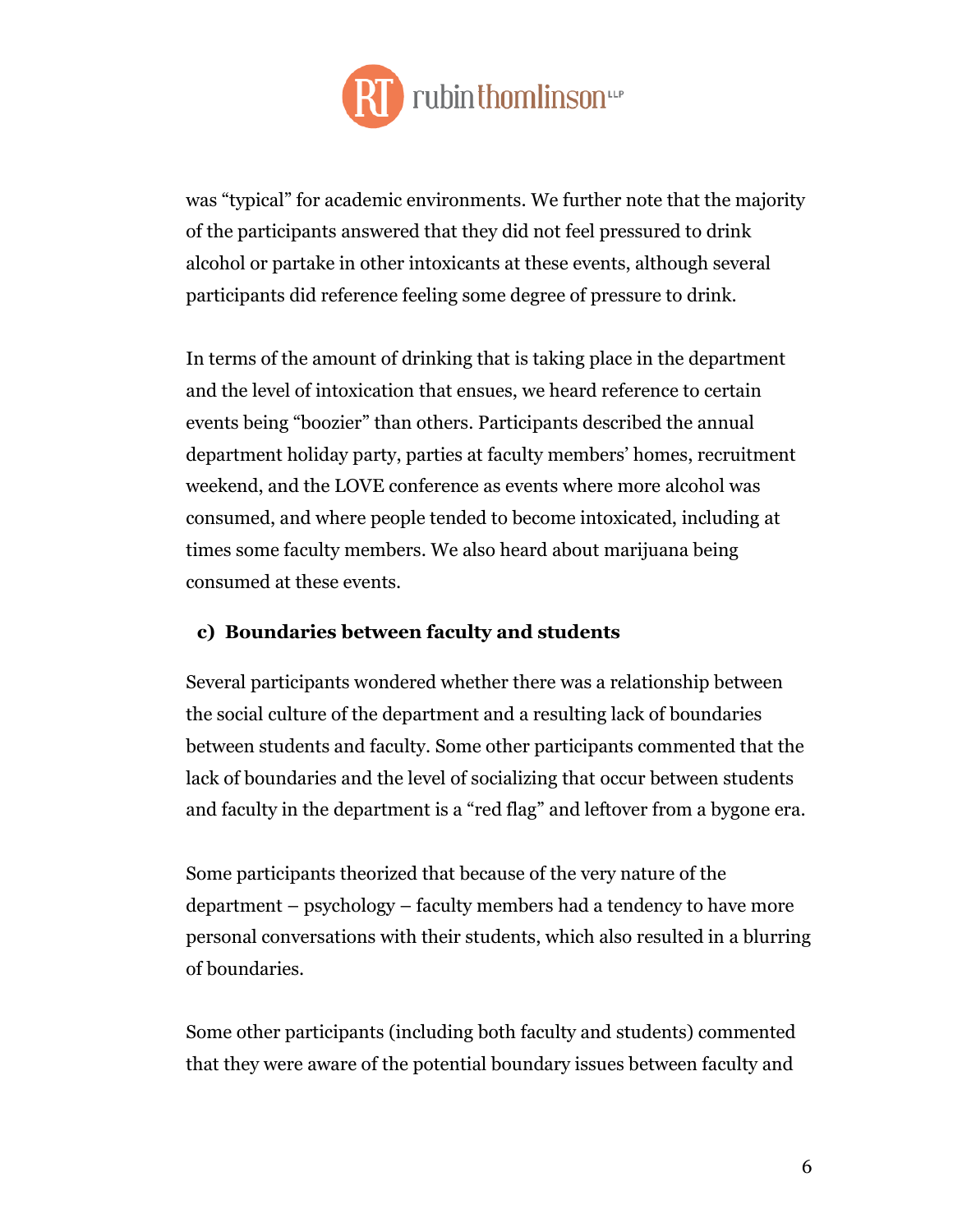was "typical" for academic environments. We further note that the majority of the participants answered that they did not feel pressured to drink alcohol or partake in other intoxicants at these events, although several participants did reference feeling some degree of pressure to drink.

In terms of the amount of drinking that is taking place in the department and the level of intoxication that ensues, we heard reference to certain events being "boozier" than others. Participants described the annual department holiday party, parties at faculty members' homes, recruitment weekend, and the LOVE conference as events where more alcohol was consumed, and where people tended to become intoxicated, including at times some faculty members. We also heard about marijuana being consumed at these events.

### c) Boundaries between faculty and students

Several participants wondered whether there was a relationship between the social culture of the department and a resulting lack of boundaries between students and faculty. Some other participants commented that the lack of boundaries and the level of socializing that occur between students and faculty in the department is a "red flag" and leftover from a bygone era.

Some participants theorized that because of the very nature of the department – psychology – faculty members had a tendency to have more personal conversations with their students, which also resulted in a blurring of boundaries.

Some other participants (including both faculty and students) commented that they were aware of the potential boundary issues between faculty and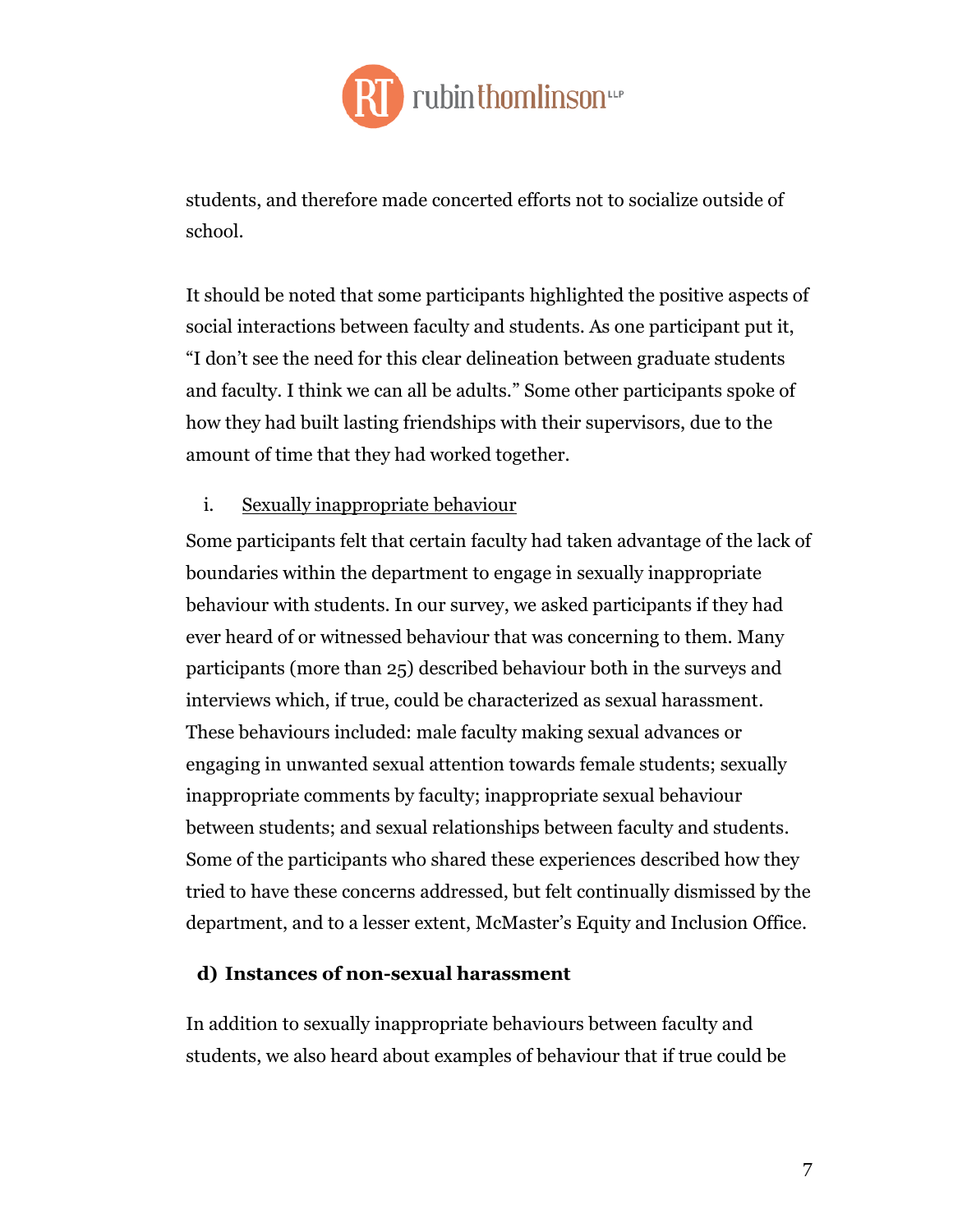students, and therefore made concerted efforts not to socialize outside of school.

It should be noted that some participants highlighted the positive aspects of social interactions between faculty and students. As one participant put it, "I don't see the need for this clear delineation between graduate students and faculty. I think we can all be adults." Some other participants spoke of how they had built lasting friendships with their supervisors, due to the amount of time that they had worked together.

i. <u>Sexually inappropriate behaviour</u>

Some participants felt that certain faculty had taken advantage of the lack of boundaries within the department to engage in sexually inappropriate behaviour with students. In our survey, we asked participants if they had ever heard of or witnessed behaviour that was concerning to them. Many participants (more than 25) described behaviour both in the surveys and interviews which, if true, could be characterized as sexual harassment. These behaviours included: male faculty making sexual advances or engaging in unwanted sexual attention towards female students; sexually inappropriate comments by faculty; inappropriate sexual behaviour between students; and sexual relationships between faculty and students. Some of the participants who shared these experiences described how they tried to have these concerns addressed, but felt continually dismissed by the department, and to a lesser extent, McMaster's Equity and Inclusion Office.

### d) Instances of non-sexual harassment

In addition to sexually inappropriate behaviours between faculty and students, we also heard about examples of behaviour that if true could be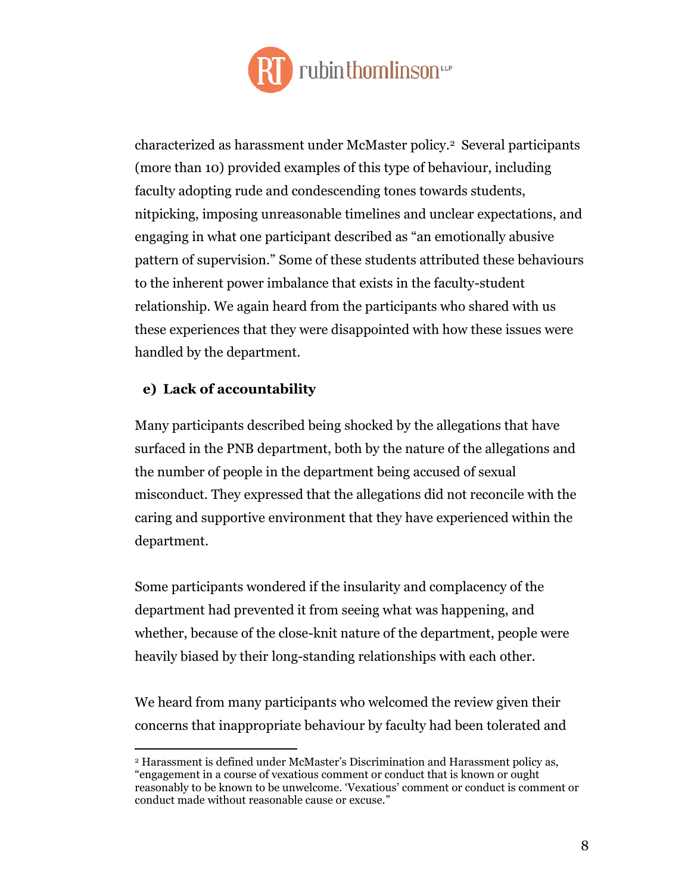characterized as harassment under McMaster policy.[2] Several participants (more than 10) provided examples of this type of behaviour, including faculty adopting rude and condescending tones towards students, nitpicking, imposing unreasonable timelines and unclear expectations, and engaging in what one participant described as "an emotionally abusive pattern of supervision." Some of these students attributed these behaviours to the inherent power imbalance that exists in the faculty-student relationship. We again heard from the participants who shared with us these experiences that they were disappointed with how these issues were handled by the department.

**e) Lack of accountability**

Many participants described being shocked by the allegations that have surfaced in the PNB department, both by the nature of the allegations and the number of people in the department being accused of sexual misconduct. They expressed that the allegations did not reconcile with the caring and supportive environment that they have experienced within the department.

Some participants wondered if the insularity and complacency of the department had prevented it from seeing what was happening, and whether, because of the close-knit nature of the department, people were heavily biased by their long-standing relationships with each other.

We heard from many participants who welcomed the review given their concerns that inappropriate behaviour by faculty had been tolerated and

---

[2] Harassment is defined under McMaster's Discrimination and Harassment policy as, "engagement in a course of vexatious comment or conduct that is known or ought reasonably to be known to be unwelcome. 'Vexatious' comment or conduct is comment or conduct made without reasonable cause or excuse."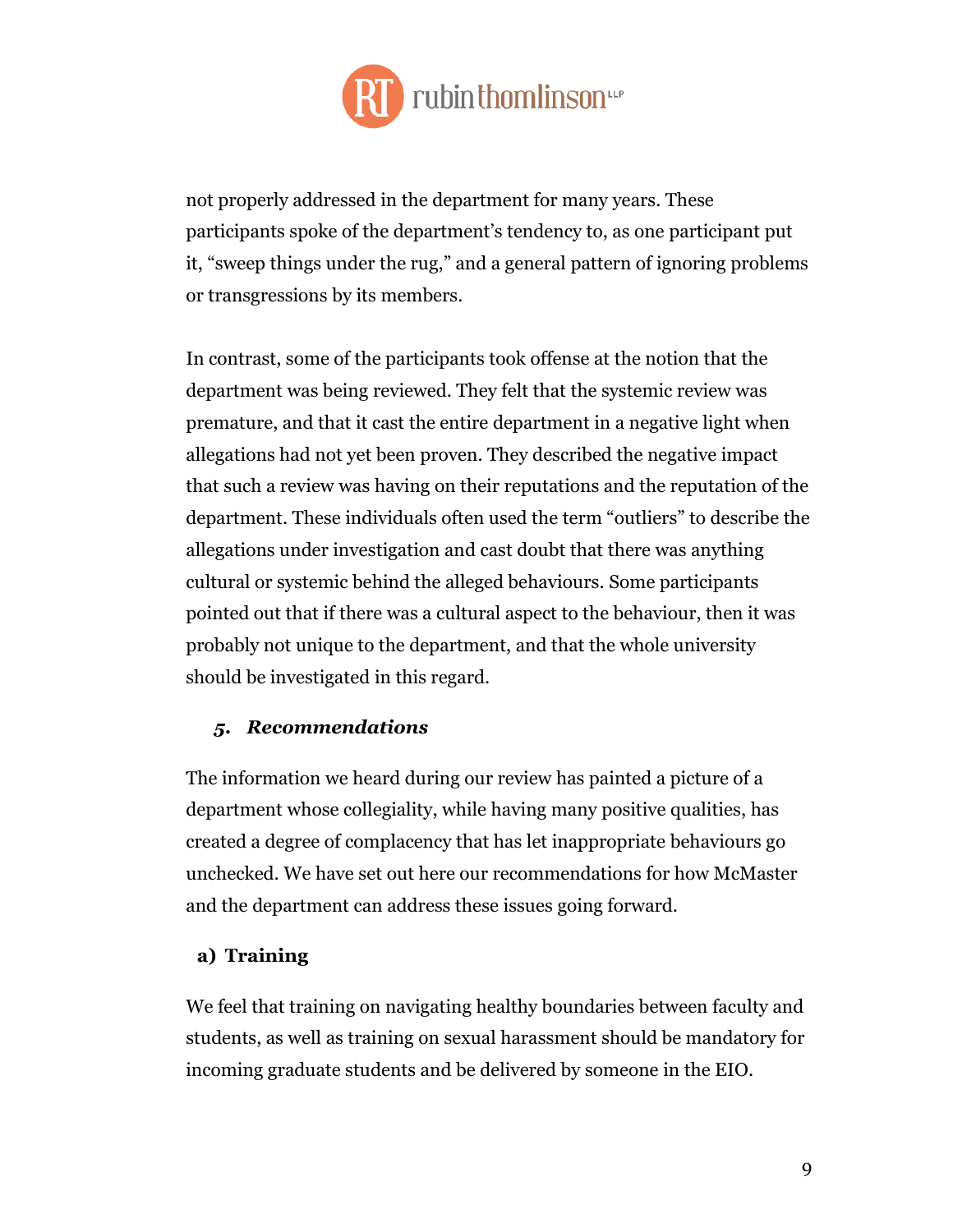not properly addressed in the department for many years. These participants spoke of the department's tendency to, as one participant put it, "sweep things under the rug," and a general pattern of ignoring problems or transgressions by its members.

In contrast, some of the participants took offense at the notion that the department was being reviewed. They felt that the systemic review was premature, and that it cast the entire department in a negative light when allegations had not yet been proven. They described the negative impact that such a review was having on their reputations and the reputation of the department. These individuals often used the term "outliers" to describe the allegations under investigation and cast doubt that there was anything cultural or systemic behind the alleged behaviours. Some participants pointed out that if there was a cultural aspect to the behaviour, then it was probably not unique to the department, and that the whole university should be investigated in this regard.

### 5. *Recommendations*

The information we heard during our review has painted a picture of a department whose collegiality, while having many positive qualities, has created a degree of complacency that has let inappropriate behaviours go unchecked. We have set out here our recommendations for how McMaster and the department can address these issues going forward.

#### a) Training

We feel that training on navigating healthy boundaries between faculty and students, as well as training on sexual harassment should be mandatory for incoming graduate students and be delivered by someone in the EIO.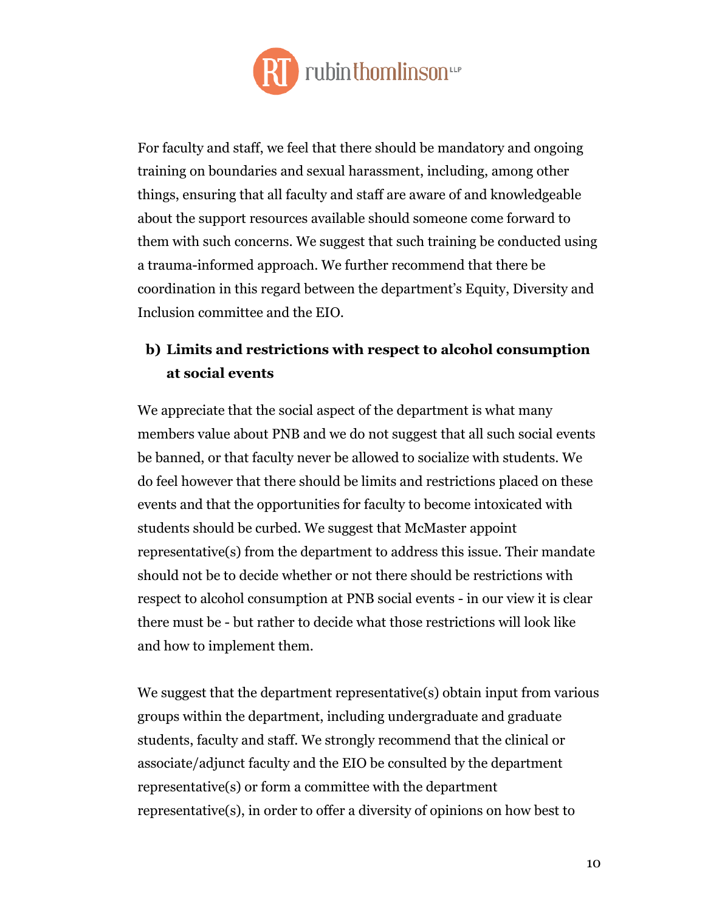For faculty and staff, we feel that there should be mandatory and ongoing training on boundaries and sexual harassment, including, among other things, ensuring that all faculty and staff are aware of and knowledgeable about the support resources available should someone come forward to them with such concerns. We suggest that such training be conducted using a trauma-informed approach. We further recommend that there be coordination in this regard between the department's Equity, Diversity and Inclusion committee and the EIO.

### b) Limits and restrictions with respect to alcohol consumption at social events

We appreciate that the social aspect of the department is what many members value about PNB and we do not suggest that all such social events be banned, or that faculty never be allowed to socialize with students. We do feel however that there should be limits and restrictions placed on these events and that the opportunities for faculty to become intoxicated with students should be curbed. We suggest that McMaster appoint representative(s) from the department to address this issue. Their mandate should not be to decide whether or not there should be restrictions with respect to alcohol consumption at PNB social events - in our view it is clear there must be - but rather to decide what those restrictions will look like and how to implement them.

We suggest that the department representative(s) obtain input from various groups within the department, including undergraduate and graduate students, faculty and staff. We strongly recommend that the clinical or associate/adjunct faculty and the EIO be consulted by the department representative(s) or form a committee with the department representative(s), in order to offer a diversity of opinions on how best to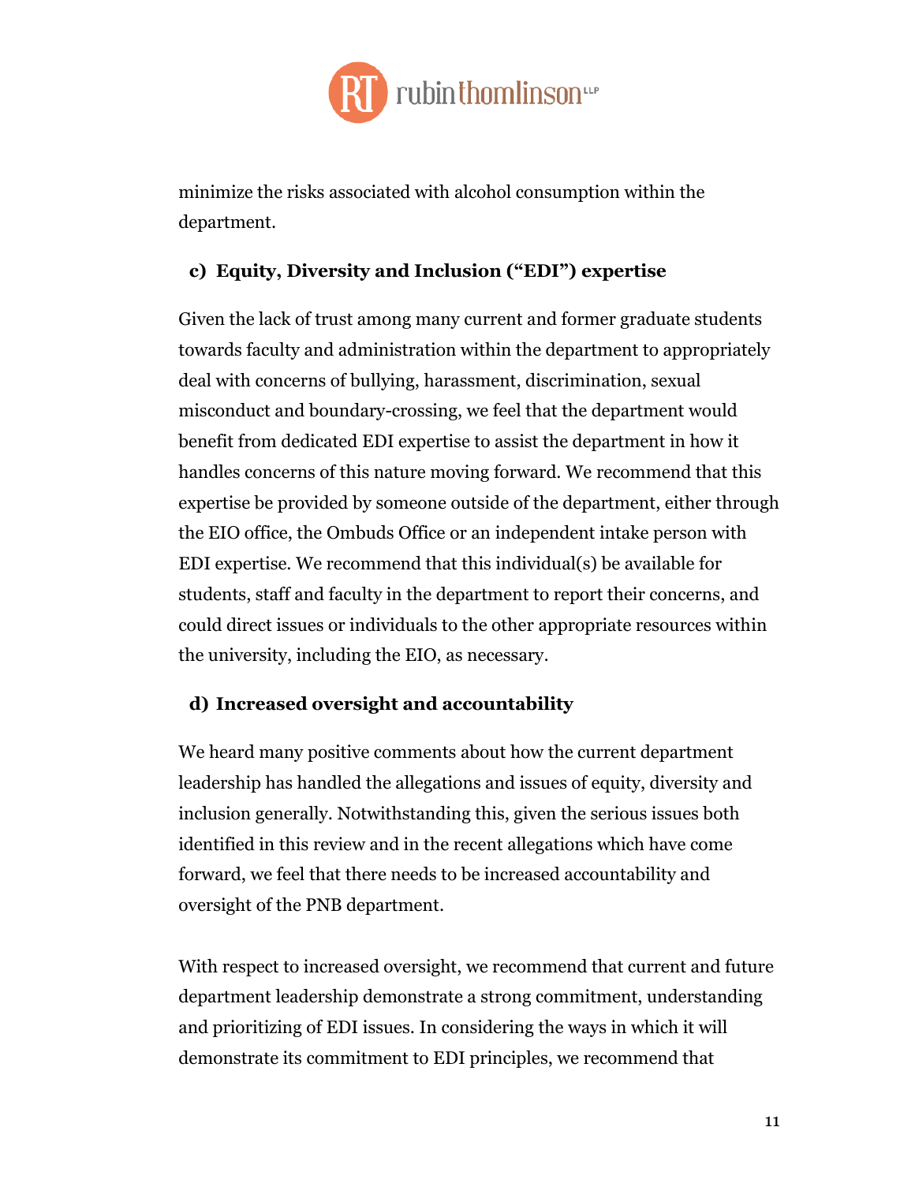minimize the risks associated with alcohol consumption within the department.

### c) Equity, Diversity and Inclusion ("EDI") expertise

Given the lack of trust among many current and former graduate students towards faculty and administration within the department to appropriately deal with concerns of bullying, harassment, discrimination, sexual misconduct and boundary-crossing, we feel that the department would benefit from dedicated EDI expertise to assist the department in how it handles concerns of this nature moving forward. We recommend that this expertise be provided by someone outside of the department, either through the EIO office, the Ombuds Office or an independent intake person with EDI expertise. We recommend that this individual(s) be available for students, staff and faculty in the department to report their concerns, and could direct issues or individuals to the other appropriate resources within the university, including the EIO, as necessary.

### d) Increased oversight and accountability

We heard many positive comments about how the current department leadership has handled the allegations and issues of equity, diversity and inclusion generally. Notwithstanding this, given the serious issues both identified in this review and in the recent allegations which have come forward, we feel that there needs to be increased accountability and oversight of the PNB department.

With respect to increased oversight, we recommend that current and future department leadership demonstrate a strong commitment, understanding and prioritizing of EDI issues. In considering the ways in which it will demonstrate its commitment to EDI principles, we recommend that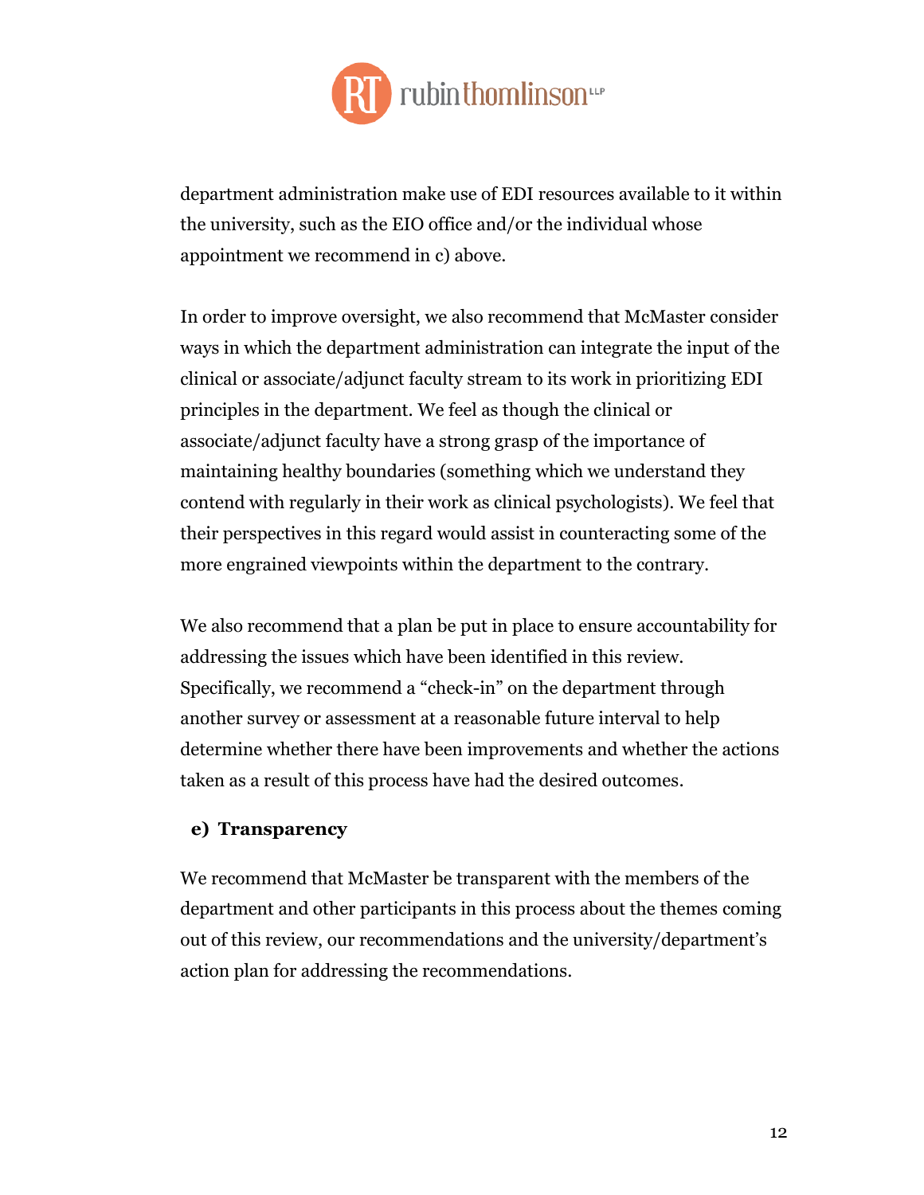department administration make use of EDI resources available to it within the university, such as the EIO office and/or the individual whose appointment we recommend in c) above.

In order to improve oversight, we also recommend that McMaster consider ways in which the department administration can integrate the input of the clinical or associate/adjunct faculty stream to its work in prioritizing EDI principles in the department. We feel as though the clinical or associate/adjunct faculty have a strong grasp of the importance of maintaining healthy boundaries (something which we understand they contend with regularly in their work as clinical psychologists). We feel that their perspectives in this regard would assist in counteracting some of the more engrained viewpoints within the department to the contrary.

We also recommend that a plan be put in place to ensure accountability for addressing the issues which have been identified in this review. Specifically, we recommend a "check-in" on the department through another survey or assessment at a reasonable future interval to help determine whether there have been improvements and whether the actions taken as a result of this process have had the desired outcomes.

**e) Transparency**

We recommend that McMaster be transparent with the members of the department and other participants in this process about the themes coming out of this review, our recommendations and the university/department's action plan for addressing the recommendations.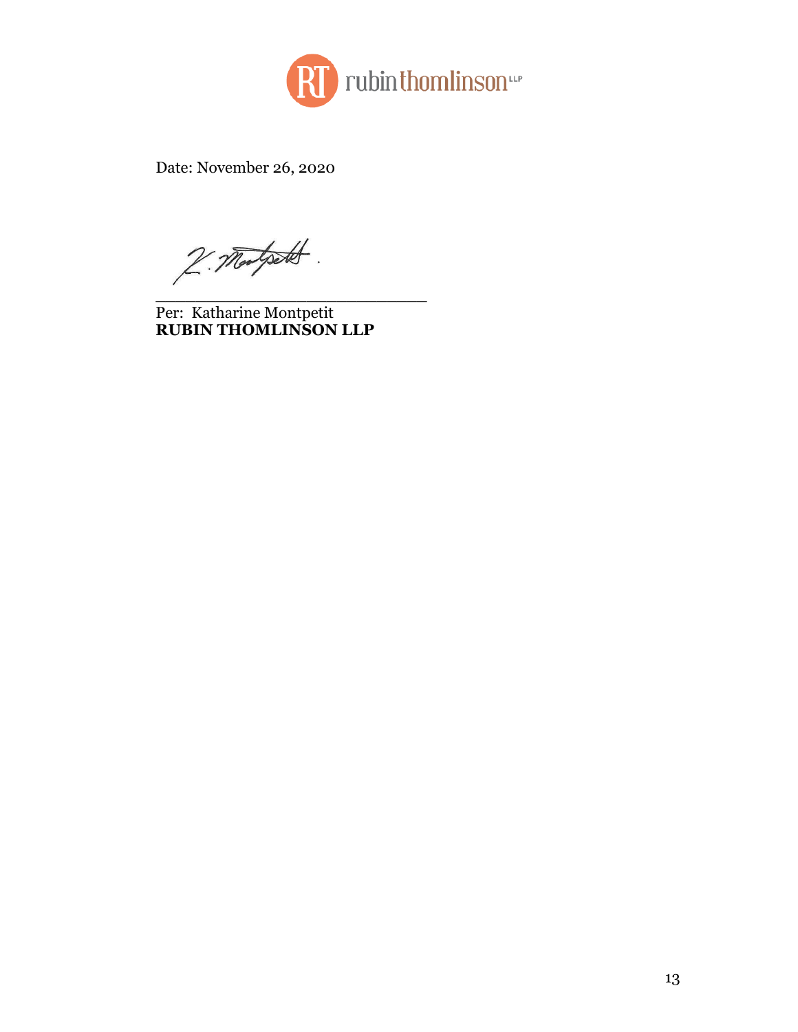Date: November 26, 2020

Per: Katharine Montpetit
**RUBIN THOMLINSON LLP**